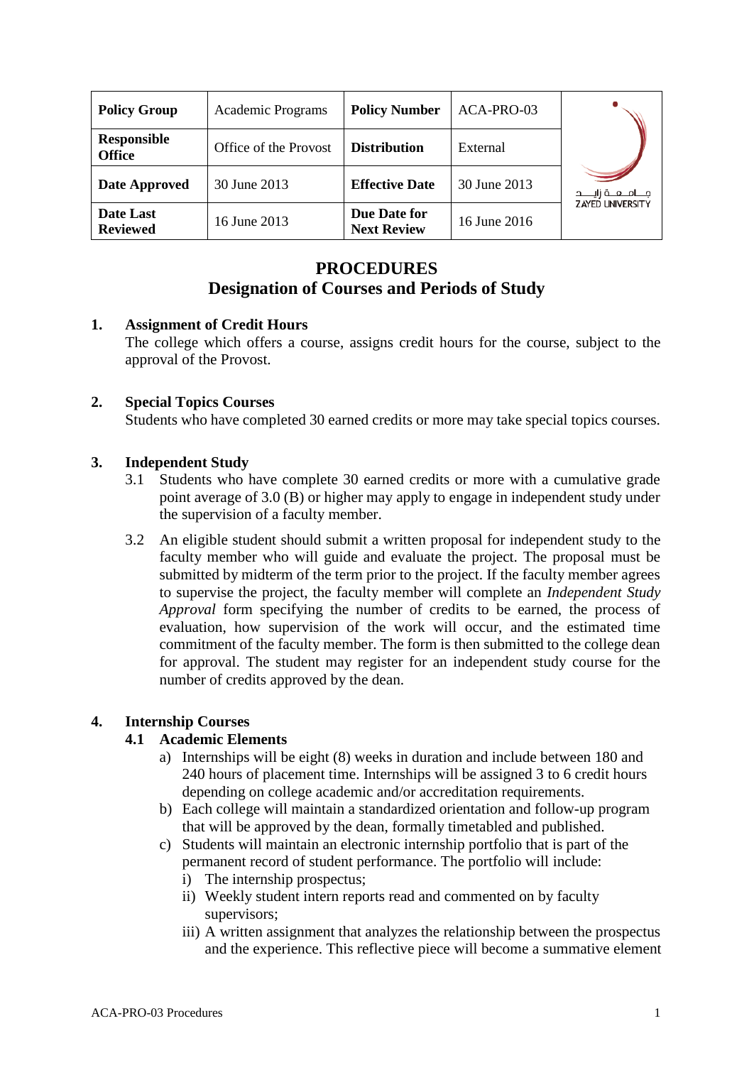| Policy Group | Academic Programs | Policy Number | ACA-PRO-03 | |
|---|---|---|---|---|
| Responsible Office | Office of the Provost | Distribution | External | |
| Date Approved | 30 June 2013 | Effective Date | 30 June 2013 | جامعة زايد ZAYED UNIVERSITY |
| Date Last Reviewed | 16 June 2013 | Due Date for Next Review | 16 June 2016 | |

# PROCEDURES
## Designation of Courses and Periods of Study

### 1. Assignment of Credit Hours

The college which offers a course, assigns credit hours for the course, subject to the approval of the Provost.

### 2. Special Topics Courses

Students who have completed 30 earned credits or more may take special topics courses.

### 3. Independent Study

3.1 Students who have complete 30 earned credits or more with a cumulative grade point average of 3.0 (B) or higher may apply to engage in independent study under the supervision of a faculty member.

3.2 An eligible student should submit a written proposal for independent study to the faculty member who will guide and evaluate the project. The proposal must be submitted by midterm of the term prior to the project. If the faculty member agrees to supervise the project, the faculty member will complete an *Independent Study Approval* form specifying the number of credits to be earned, the process of evaluation, how supervision of the work will occur, and the estimated time commitment of the faculty member. The form is then submitted to the college dean for approval. The student may register for an independent study course for the number of credits approved by the dean.

### 4. Internship Courses

#### 4.1 Academic Elements

a) Internships will be eight (8) weeks in duration and include between 180 and 240 hours of placement time. Internships will be assigned 3 to 6 credit hours depending on college academic and/or accreditation requirements.

b) Each college will maintain a standardized orientation and follow-up program that will be approved by the dean, formally timetabled and published.

c) Students will maintain an electronic internship portfolio that is part of the permanent record of student performance. The portfolio will include:

   i) The internship prospectus;

   ii) Weekly student intern reports read and commented on by faculty supervisors;

   iii) A written assignment that analyzes the relationship between the prospectus and the experience. This reflective piece will become a summative element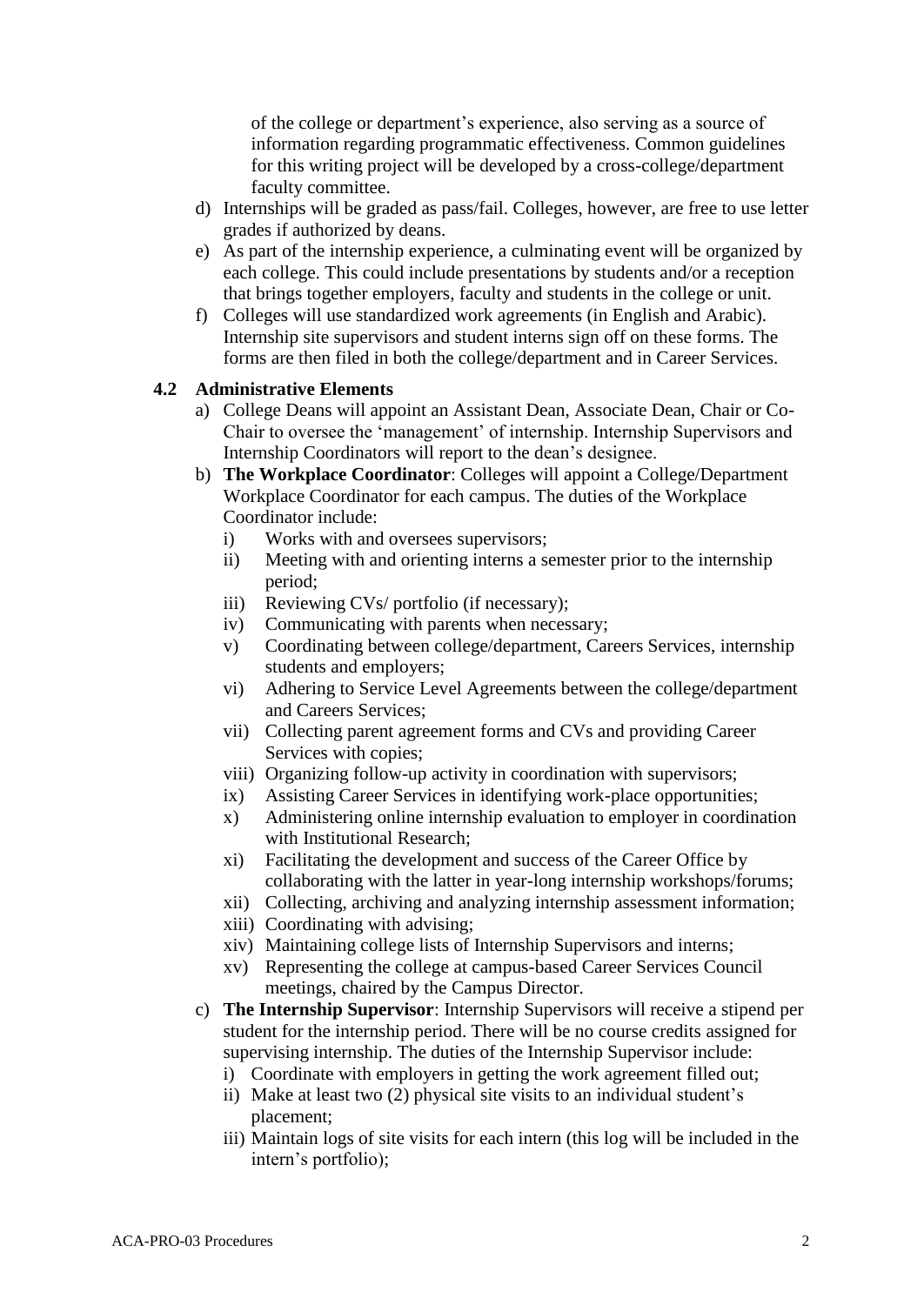of the college or department's experience, also serving as a source of information regarding programmatic effectiveness. Common guidelines for this writing project will be developed by a cross-college/department faculty committee.

d) Internships will be graded as pass/fail. Colleges, however, are free to use letter grades if authorized by deans.
e) As part of the internship experience, a culminating event will be organized by each college. This could include presentations by students and/or a reception that brings together employers, faculty and students in the college or unit.
f) Colleges will use standardized work agreements (in English and Arabic). Internship site supervisors and student interns sign off on these forms. The forms are then filed in both the college/department and in Career Services.

### 4.2 Administrative Elements

a) College Deans will appoint an Assistant Dean, Associate Dean, Chair or Co-Chair to oversee the 'management' of internship. Internship Supervisors and Internship Coordinators will report to the dean's designee.
b) **The Workplace Coordinator**: Colleges will appoint a College/Department Workplace Coordinator for each campus. The duties of the Workplace Coordinator include:
   i) Works with and oversees supervisors;
   ii) Meeting with and orienting interns a semester prior to the internship period;
   iii) Reviewing CVs/ portfolio (if necessary);
   iv) Communicating with parents when necessary;
   v) Coordinating between college/department, Careers Services, internship students and employers;
   vi) Adhering to Service Level Agreements between the college/department and Careers Services;
   vii) Collecting parent agreement forms and CVs and providing Career Services with copies;
   viii) Organizing follow-up activity in coordination with supervisors;
   ix) Assisting Career Services in identifying work-place opportunities;
   x) Administering online internship evaluation to employer in coordination with Institutional Research;
   xi) Facilitating the development and success of the Career Office by collaborating with the latter in year-long internship workshops/forums;
   xii) Collecting, archiving and analyzing internship assessment information;
   xiii) Coordinating with advising;
   xiv) Maintaining college lists of Internship Supervisors and interns;
   xv) Representing the college at campus-based Career Services Council meetings, chaired by the Campus Director.
c) **The Internship Supervisor**: Internship Supervisors will receive a stipend per student for the internship period. There will be no course credits assigned for supervising internship. The duties of the Internship Supervisor include:
   i) Coordinate with employers in getting the work agreement filled out;
   ii) Make at least two (2) physical site visits to an individual student's placement;
   iii) Maintain logs of site visits for each intern (this log will be included in the intern's portfolio);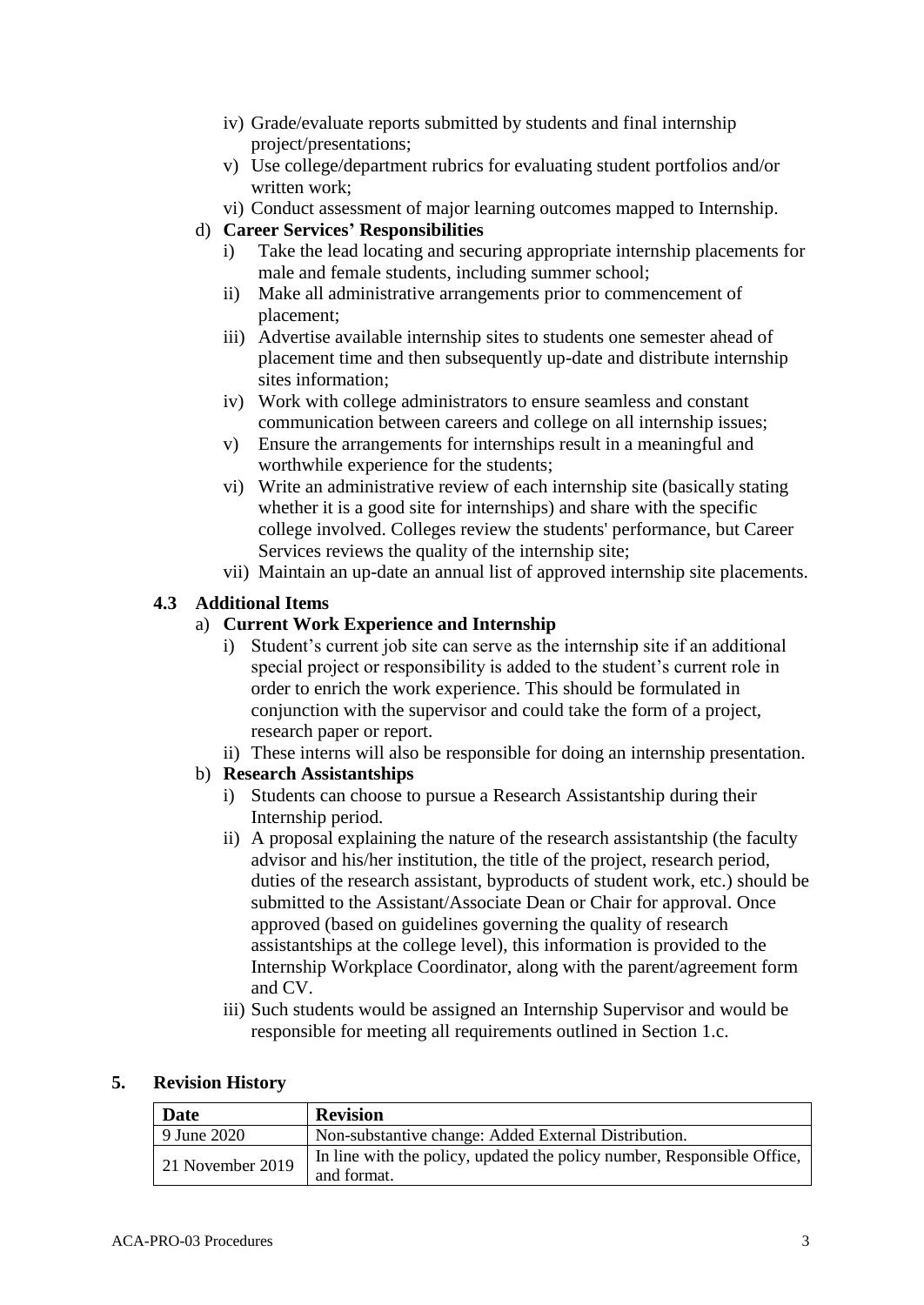iv) Grade/evaluate reports submitted by students and final internship project/presentations;
   v) Use college/department rubrics for evaluating student portfolios and/or written work;
   vi) Conduct assessment of major learning outcomes mapped to Internship.

d) **Career Services' Responsibilities**
   i) Take the lead locating and securing appropriate internship placements for male and female students, including summer school;
   ii) Make all administrative arrangements prior to commencement of placement;
   iii) Advertise available internship sites to students one semester ahead of placement time and then subsequently up-date and distribute internship sites information;
   iv) Work with college administrators to ensure seamless and constant communication between careers and college on all internship issues;
   v) Ensure the arrangements for internships result in a meaningful and worthwhile experience for the students;
   vi) Write an administrative review of each internship site (basically stating whether it is a good site for internships) and share with the specific college involved. Colleges review the students' performance, but Career Services reviews the quality of the internship site;
   vii) Maintain an up-date an annual list of approved internship site placements.

### 4.3 Additional Items

a) **Current Work Experience and Internship**
   i) Student's current job site can serve as the internship site if an additional special project or responsibility is added to the student's current role in order to enrich the work experience. This should be formulated in conjunction with the supervisor and could take the form of a project, research paper or report.
   ii) These interns will also be responsible for doing an internship presentation.

b) **Research Assistantships**
   i) Students can choose to pursue a Research Assistantship during their Internship period.
   ii) A proposal explaining the nature of the research assistantship (the faculty advisor and his/her institution, the title of the project, research period, duties of the research assistant, byproducts of student work, etc.) should be submitted to the Assistant/Associate Dean or Chair for approval. Once approved (based on guidelines governing the quality of research assistantships at the college level), this information is provided to the Internship Workplace Coordinator, along with the parent/agreement form and CV.
   iii) Such students would be assigned an Internship Supervisor and would be responsible for meeting all requirements outlined in Section 1.c.

## 5. Revision History

| Date | Revision |
|---|---|
| 9 June 2020 | Non-substantive change: Added External Distribution. |
| 21 November 2019 | In line with the policy, updated the policy number, Responsible Office, and format. |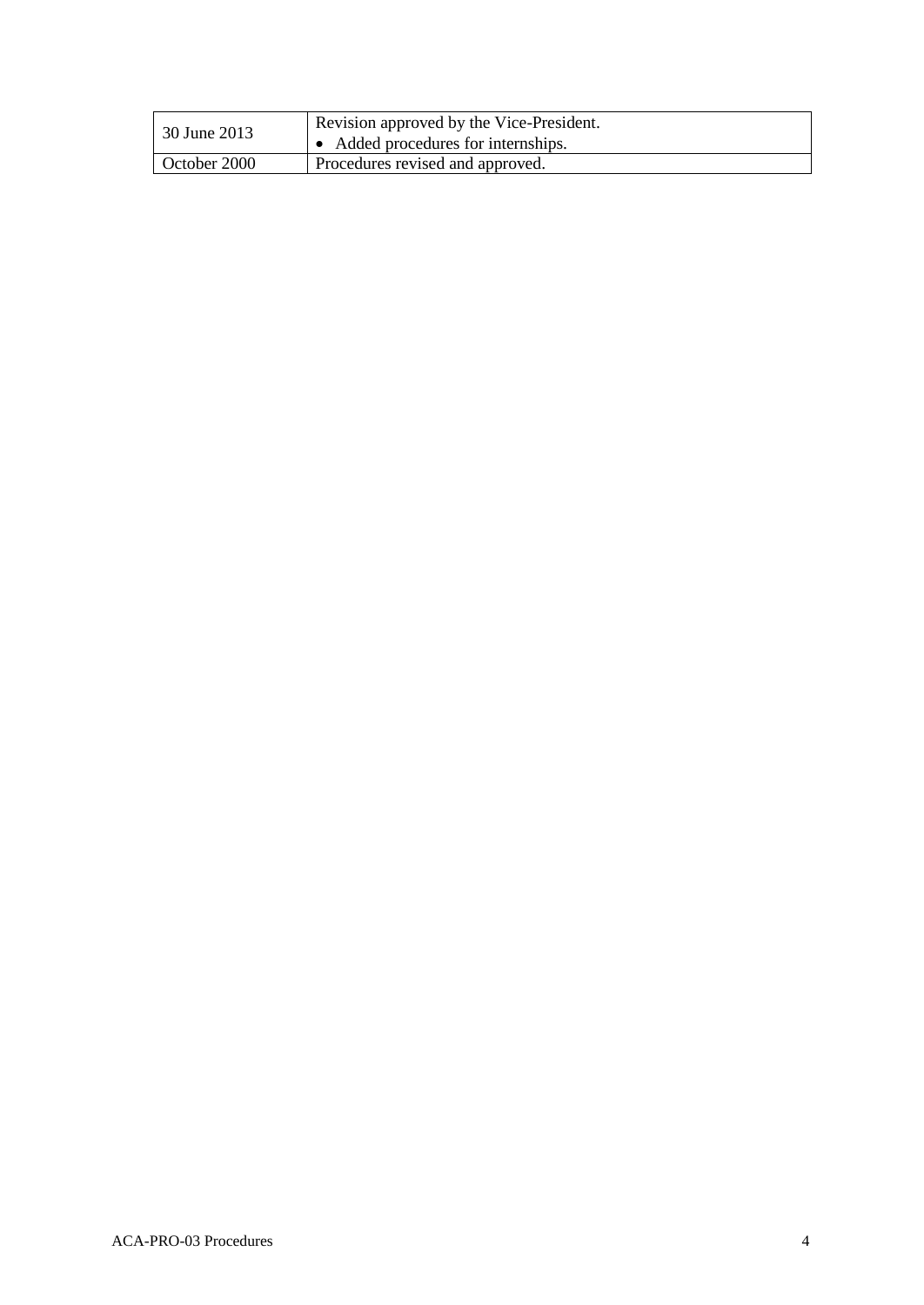| | |
|---|---|
| 30 June 2013 | Revision approved by the Vice-President.<br>• Added procedures for internships. |
| October 2000 | Procedures revised and approved. |